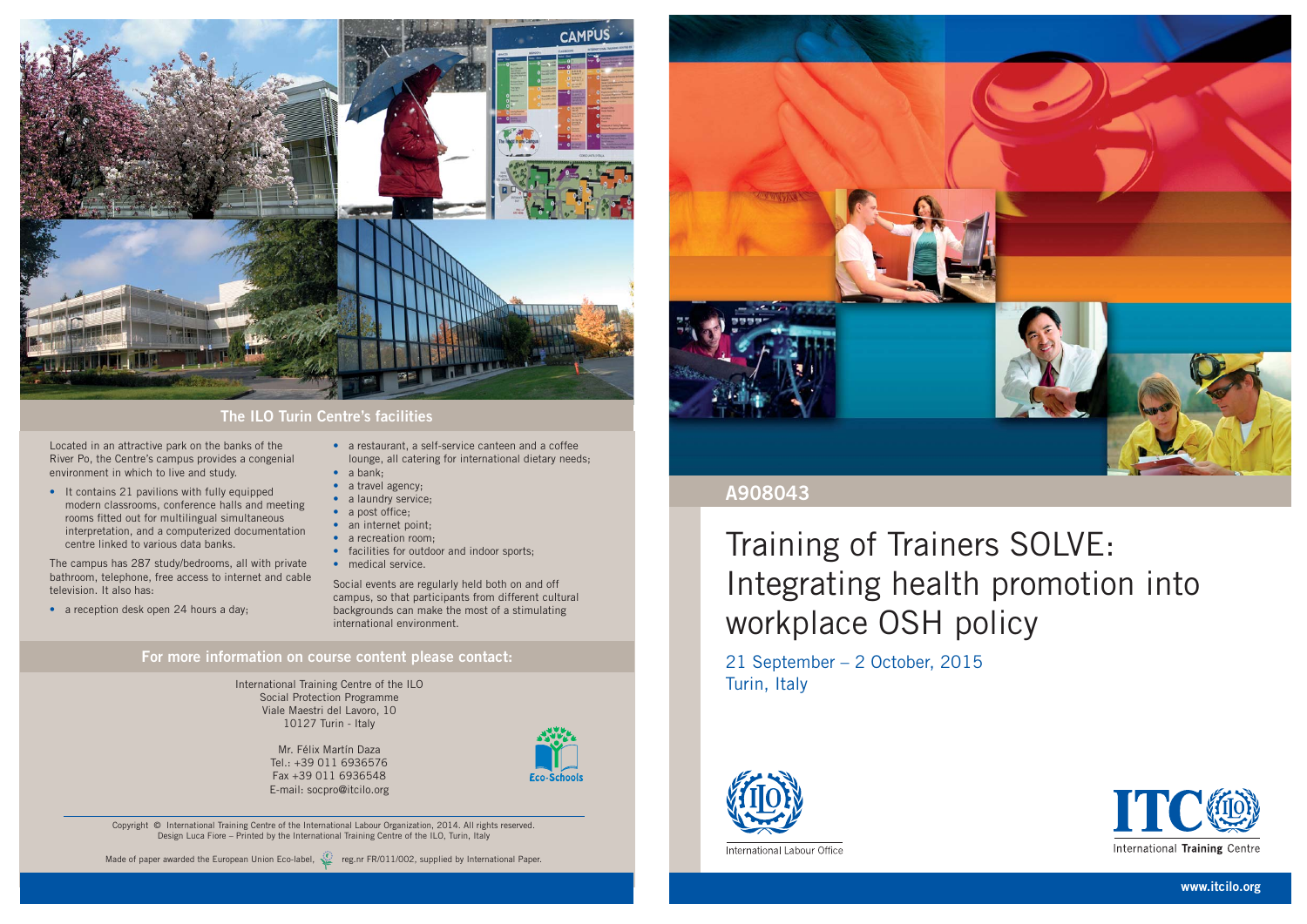## The ILO Turin Centre's facilities

Located in an attractive park on the banks of the River Po, the Centre's campus provides a congenial environment in which to live and study.

- It contains 21 pavilions with fully equipped modern classrooms, conference halls and meeting rooms fitted out for multilingual simultaneous interpretation, and a computerized documentation centre linked to various data banks.

The campus has 287 study/bedrooms, all with private bathroom, telephone, free access to internet and cable television. It also has:

- a reception desk open 24 hours a day;
- a restaurant, a self-service canteen and a coffee lounge, all catering for international dietary needs;
- a bank;
- a travel agency;
- a laundry service;
- a post office;
- an internet point;
- a recreation room;
- facilities for outdoor and indoor sports;
- medical service.

Social events are regularly held both on and off campus, so that participants from different cultural backgrounds can make the most of a stimulating international environment.

## For more information on course content please contact:

International Training Centre of the ILO
Social Protection Programme
Viale Maestri del Lavoro, 10
10127 Turin - Italy

Mr. Félix Martín Daza
Tel.: +39 011 6936576
Fax +39 011 6936548
E-mail: socpro@itcilo.org

Eco-Schools

Copyright © International Training Centre of the International Labour Organization, 2014. All rights reserved.
Design Luca Fiore – Printed by the International Training Centre of the ILO, Turin, Italy

Made of paper awarded the European Union Eco-label, reg.nr FR/011/002, supplied by International Paper.

**A908043**

# Training of Trainers SOLVE: Integrating health promotion into workplace OSH policy

21 September – 2 October, 2015
Turin, Italy

International Labour Office

ITC International Training Centre

www.itcilo.org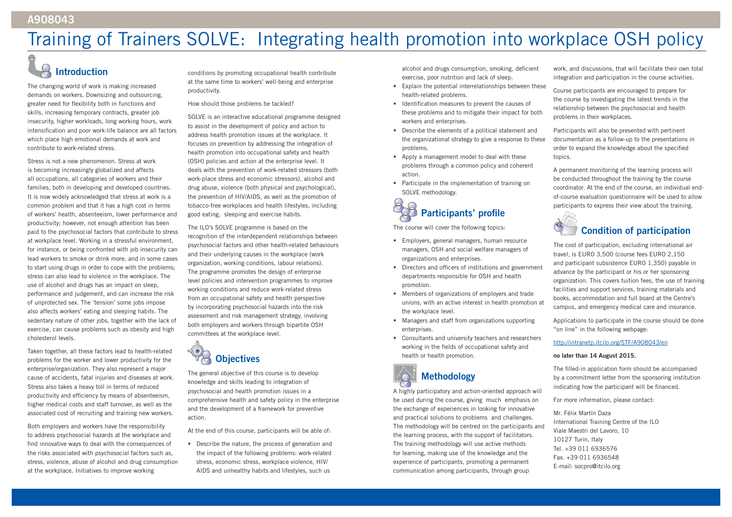A908043

# Training of Trainers SOLVE: Integrating health promotion into workplace OSH policy

## Introduction

The changing world of work is making increased demands on workers. Downsizing and outsourcing, greater need for flexibility both in functions and skills, increasing temporary contracts, greater job insecurity, higher workloads, long working hours, work intensification and poor work-life balance are all factors which place high emotional demands at work and contribute to work-related stress.

Stress is not a new phenomenon. Stress at work is becoming increasingly globalized and affects all occupations, all categories of workers and their families, both in developing and developed countries. It is now widely acknowledged that stress at work is a common problem and that it has a high cost in terms of workers' health, absenteeism, lower performance and productivity; however, not enough attention has been paid to the psychosocial factors that contribute to stress at workplace level. Working in a stressful environment, for instance, or being confronted with job insecurity can lead workers to smoke or drink more, and in some cases to start using drugs in order to cope with the problems; stress can also lead to violence in the workplace. The use of alcohol and drugs has an impact on sleep, performance and judgement, and can increase the risk of unprotected sex. The 'tension' some jobs impose also affects workers' eating and sleeping habits. The sedentary nature of other jobs, together with the lack of exercise, can cause problems such as obesity and high cholesterol levels.

Taken together, all these factors lead to health-related problems for the worker and lower productivity for the enterprise/organization. They also represent a major cause of accidents, fatal injuries and diseases at work. Stress also takes a heavy toll in terms of reduced productivity and efficiency by means of absenteeism, higher medical costs and staff turnover, as well as the associated cost of recruiting and training new workers.

Both employers and workers have the responsibility to address psychosocial hazards at the workplace and find innovative ways to deal with the consequences of the risks associated with psychosocial factors such as, stress, violence, abuse of alcohol and drug consumption at the workplace. Initiatives to improve working conditions by promoting occupational health contribute at the same time to workers' well-being and enterprise productivity.

How should those problems be tackled?

SOLVE is an interactive educational programme designed to assist in the development of policy and action to address health promotion issues at the workplace. It focuses on prevention by addressing the integration of health promotion into occupational safety and health (OSH) policies and action at the enterprise level. It deals with the prevention of work-related stressors (both work-place stress and economic stressors), alcohol and drug abuse, violence (both physical and psychological), the prevention of HIV/AIDS, as well as the promotion of tobacco-free workplaces and health lifestyles, including good eating, sleeping and exercise habits.

The ILO's SOLVE programme is based on the recognition of the interdependent relationships between psychosocial factors and other health-related behaviours and their underlying causes in the workplace (work organization, working conditions, labour relations). The programme promotes the design of enterprise level policies and intervention programmes to improve working conditions and reduce work-related stress from an occupational safety and health perspective by incorporating psychosocial hazards into the risk assessment and risk management strategy, involving both employers and workers through bipartite OSH committees at the workplace level.

## Objectives

The general objective of this course is to develop knowledge and skills leading to integration of psychosocial and health promotion issues in a comprehensive health and safety policy in the enterprise and the development of a framework for preventive action.

At the end of this course, participants will be able of:

- Describe the nature, the process of generation and the impact of the following problems: work-related stress, economic stress, workplace violence, HIV/AIDS and unhealthy habits and lifestyles, such us alcohol and drugs consumption, smoking, deficient exercise, poor nutrition and lack of sleep.
- Explain the potential interrelationships between these health-related problems.
- Identification measures to prevent the causes of these problems and to mitigate their impact for both workers and enterprises.
- Describe the elements of a political statement and the organizational strategy to give a response to these problems.
- Apply a management model to deal with these problems through a common policy and coherent action.
- Participate in the implementation of training on SOLVE methodology.

## Participants' profile

The course will cover the following topics:

- Employers, general managers, human resource managers, OSH and social welfare managers of organizations and enterprises.
- Directors and officers of institutions and government departments responsible for OSH and health promotion.
- Members of organizations of employers and trade unions, with an active interest in health promotion at the workplace level.
- Managers and staff from organizations supporting enterprises.
- Consultants and university teachers and researchers working in the fields of occupational safety and health or health promotion.

## Methodology

A highly participatory and action-oriented approach will be used during the course, giving much emphasis on the exchange of experiences in looking for innovative and practical solutions to problems and challenges. The methodology will be centred on the participants and the learning process, with the support of facilitators. The training methodology will use active methods for learning, making use of the knowledge and the experience of participants, promoting a permanent communication among participants, through group work, and discussions, that will facilitate their own total integration and participation in the course activities.

Course participants are encouraged to prepare for the course by investigating the latest trends in the relationship between the psychosocial and health problems in their workplaces.

Participants will also be presented with pertinent documentation as a follow-up to the presentations in order to expand the knowledge about the specified topics.

A permanent monitoring of the learning process will be conducted throughout the training by the course coordinator. At the end of the course, an individual end-of-course evaluation questionnaire will be used to allow participants to express their view about the training.

## Condition of participation

The cost of participation, excluding international air travel, is EURO 3,500 (course fees EURO 2,150 and participant subsistence EURO 1,350) payable in advance by the participant or his or her sponsoring organization. This covers tuition fees, the use of training facilities and support services, training materials and books, accommodation and full board at the Centre's campus, and emergency medical care and insurance.

Applications to participate in the course should be done "on line" in the following webpage:

http://intranetp.itcilo.org/STF/A908043/en

**no later than 14 August 2015.**

The filled-in application form should be accompanied by a commitment letter from the sponsoring institution indicating how the participant will be financed.

For more information, please contact:

Mr. Félix Martín Daza
International Training Centre of the ILO
Viale Maestri del Lavoro, 10
10127 Turin, Italy
Tel. +39 011 6936576
Fax. +39 011 6936548
E-mail: socpro@itcilo.org